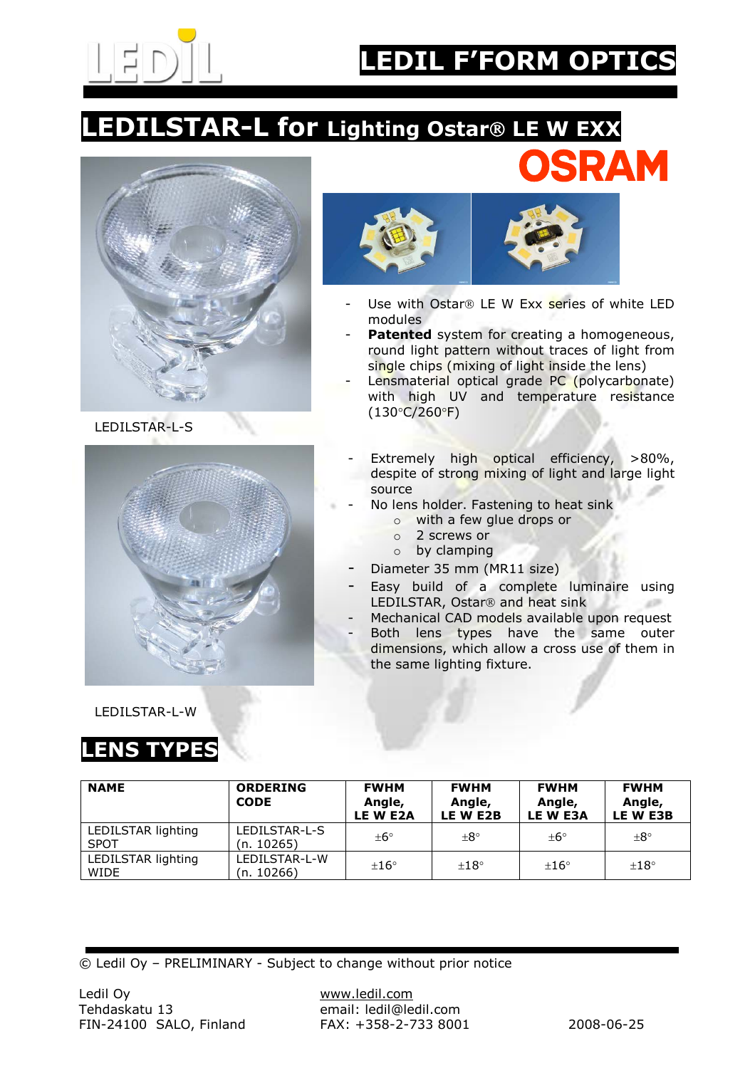# LEDIL F'FORM OPTICS

## LEDILSTAR-L for Lighting Ostar® LE W EXX

OSRAM

LEDILSTAR-L-S

- Use with Ostar® LE W Exx series of white LED modules
- **Patented** system for creating a homogeneous, round light pattern without traces of light from single chips (mixing of light inside the lens)
- Lensmaterial optical grade PC (polycarbonate) with high UV and temperature resistance (130°C/260°F)

- Extremely high optical efficiency, >80%, despite of strong mixing of light and large light source
- No lens holder. Fastening to heat sink
  - with a few glue drops or
  - 2 screws or
  - by clamping
- Diameter 35 mm (MR11 size)
- Easy build of a complete luminaire using LEDILSTAR, Ostar® and heat sink
- Mechanical CAD models available upon request
- Both lens types have the same outer dimensions, which allow a cross use of them in the same lighting fixture.

LEDILSTAR-L-W

## LENS TYPES

| NAME | ORDERING CODE | FWHM Angle, LE W E2A | FWHM Angle, LE W E2B | FWHM Angle, LE W E3A | FWHM Angle, LE W E3B |
|---|---|---|---|---|---|
| LEDILSTAR lighting SPOT | LEDILSTAR-L-S (n. 10265) | ±6° | ±8° | ±6° | ±8° |
| LEDILSTAR lighting WIDE | LEDILSTAR-L-W (n. 10266) | ±16° | ±18° | ±16° | ±18° |

© Ledil Oy – PRELIMINARY - Subject to change without prior notice

Ledil Oy
Tehdaskatu 13
FIN-24100 SALO, Finland

www.ledil.com
email: ledil@ledil.com
FAX: +358-2-733 8001

2008-06-25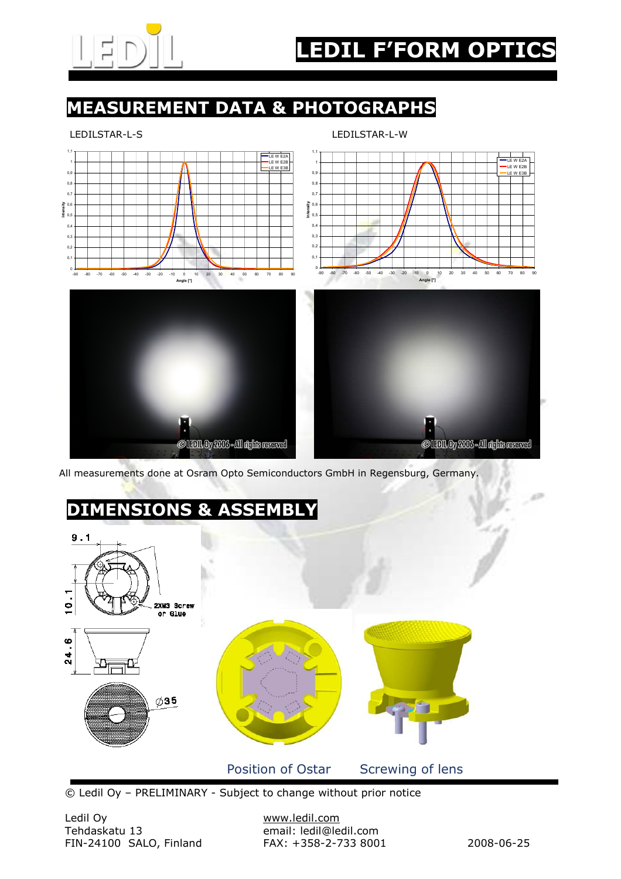# LEDIL F'FORM OPTICS

## MEASUREMENT DATA & PHOTOGRAPHS

LEDILSTAR-L-S

1,1
1
0,9
0,8
0,7
0,6
0,5
0,4
0,3
0,2
0,1
0
Intensity
-90 -80 -70 -60 -50 -40 -30 -20 -10 0 10 20 30 40 50 60 70 80 90
Angle [°]
LE W E2A
LE W E2B
LE W E3B

LEDILSTAR-L-W

1,1
1
0,9
0,8
0,7
0,6
0,5
0,4
0,3
0,2
0,1
0
Intensity
-90 -80 -70 -60 -50 -40 -30 -20 -10 0 10 20 30 40 50 60 70 80 90
Angle [°]
LE W E2A
LE W E2B
LE W E3B

© LEDIL Oy 2006 - All rights reserved

© LEDIL Oy 2006 - All rights reserved

All measurements done at Osram Opto Semiconductors GmbH in Regensburg, Germany.

## DIMENSIONS & ASSEMBLY

9.1

10.1

2XM3 Screw or Glue

24.6

∅35

Position of Ostar    Screwing of lens

© Ledil Oy – PRELIMINARY - Subject to change without prior notice

Ledil Oy
Tehdaskatu 13
FIN-24100 SALO, Finland

www.ledil.com
email: ledil@ledil.com
FAX: +358-2-733 8001

2008-06-25